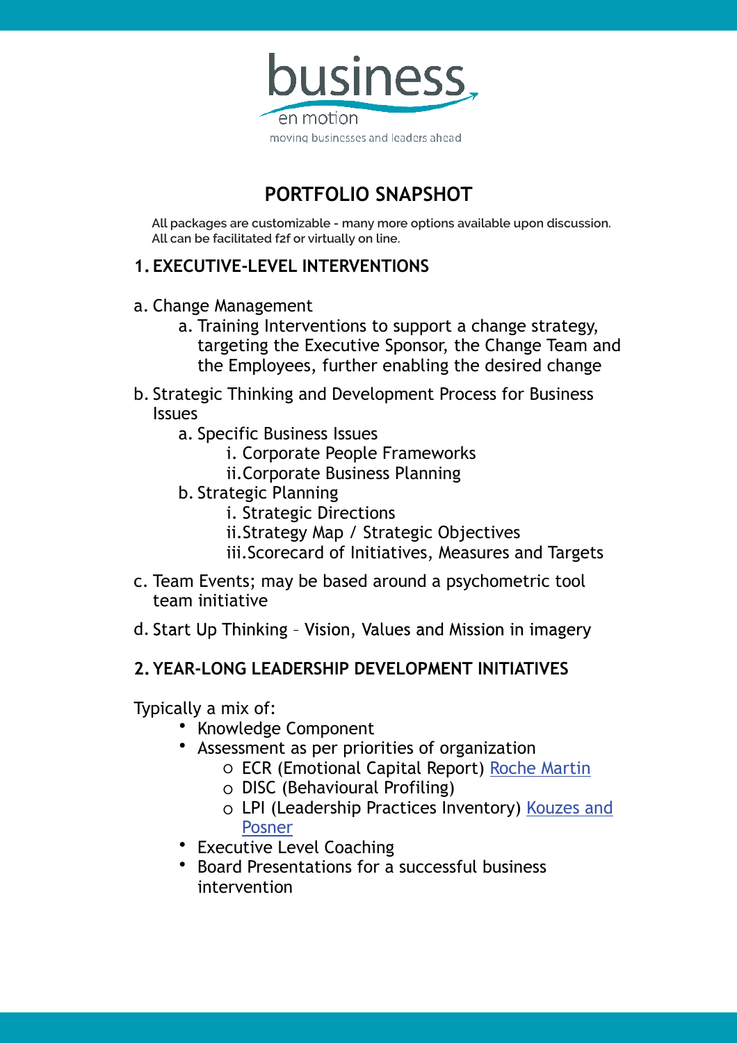business
en motion
moving businesses and leaders ahead

# PORTFOLIO SNAPSHOT

**All packages are customizable - many more options available upon discussion. All can be facilitated f2f or virtually on line.**

## 1. EXECUTIVE-LEVEL INTERVENTIONS

a. Change Management
   a. Training Interventions to support a change strategy, targeting the Executive Sponsor, the Change Team and the Employees, further enabling the desired change

b. Strategic Thinking and Development Process for Business Issues
   a. Specific Business Issues
      i. Corporate People Frameworks
      ii. Corporate Business Planning
   b. Strategic Planning
      i. Strategic Directions
      ii. Strategy Map / Strategic Objectives
      iii. Scorecard of Initiatives, Measures and Targets

c. Team Events; may be based around a psychometric tool team initiative

d. Start Up Thinking – Vision, Values and Mission in imagery

## 2. YEAR-LONG LEADERSHIP DEVELOPMENT INITIATIVES

Typically a mix of:

- Knowledge Component
- Assessment as per priorities of organization
  - ECR (Emotional Capital Report) Roche Martin
  - DISC (Behavioural Profiling)
  - LPI (Leadership Practices Inventory) Kouzes and Posner
- Executive Level Coaching
- Board Presentations for a successful business intervention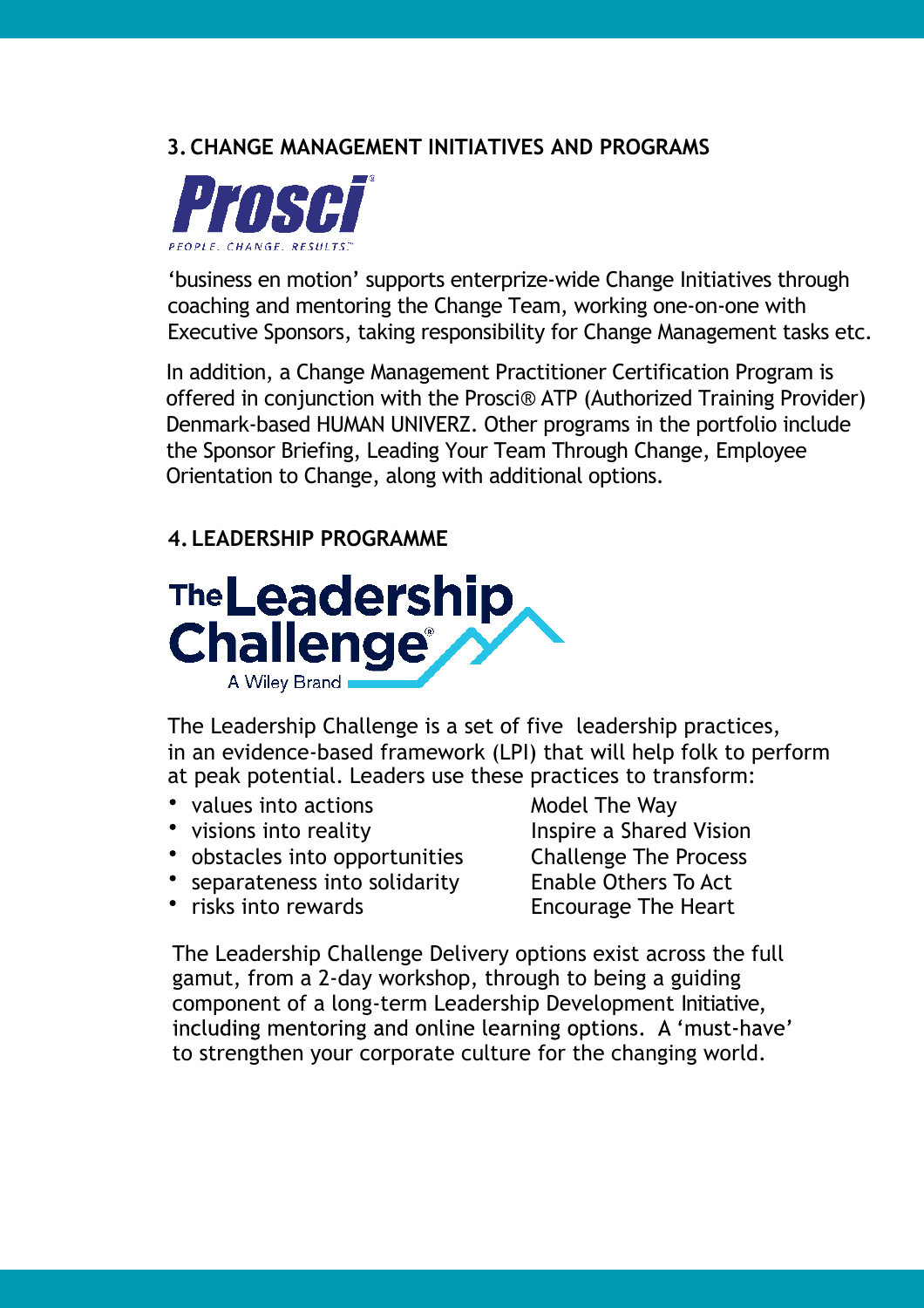## 3. CHANGE MANAGEMENT INITIATIVES AND PROGRAMS

Prosci

PEOPLE. CHANGE. RESULTS.™

'business en motion' supports enterprize-wide Change Initiatives through coaching and mentoring the Change Team, working one-on-one with Executive Sponsors, taking responsibility for Change Management tasks etc.

In addition, a Change Management Practitioner Certification Program is offered in conjunction with the Prosci® ATP (Authorized Training Provider) Denmark-based HUMAN UNIVERZ. Other programs in the portfolio include the Sponsor Briefing, Leading Your Team Through Change, Employee Orientation to Change, along with additional options.

## 4. LEADERSHIP PROGRAMME

The Leadership Challenge®

A Wiley Brand

The Leadership Challenge is a set of five leadership practices, in an evidence-based framework (LPI) that will help folk to perform at peak potential. Leaders use these practices to transform:

| | |
|---|---|
| • values into actions | Model The Way |
| • visions into reality | Inspire a Shared Vision |
| • obstacles into opportunities | Challenge The Process |
| • separateness into solidarity | Enable Others To Act |
| • risks into rewards | Encourage The Heart |

The Leadership Challenge Delivery options exist across the full gamut, from a 2-day workshop, through to being a guiding component of a long-term Leadership Development Initiative, including mentoring and online learning options. A 'must-have' to strengthen your corporate culture for the changing world.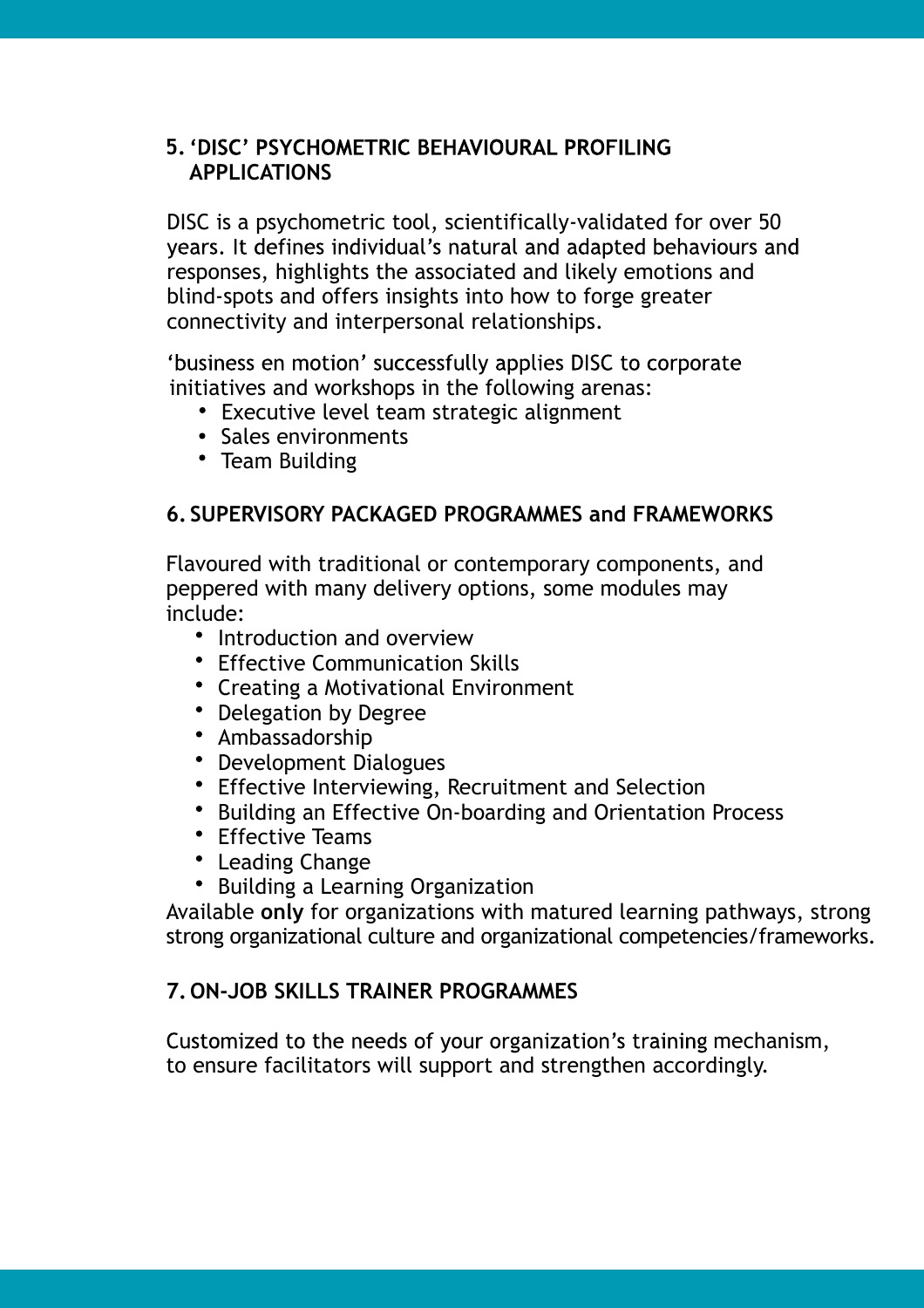## 5. 'DISC' PSYCHOMETRIC BEHAVIOURAL PROFILING APPLICATIONS

DISC is a psychometric tool, scientifically-validated for over 50 years. It defines individual's natural and adapted behaviours and responses, highlights the associated and likely emotions and blind-spots and offers insights into how to forge greater connectivity and interpersonal relationships.

'business en motion' successfully applies DISC to corporate initiatives and workshops in the following arenas:

- Executive level team strategic alignment
- Sales environments
- Team Building

## 6. SUPERVISORY PACKAGED PROGRAMMES and FRAMEWORKS

Flavoured with traditional or contemporary components, and peppered with many delivery options, some modules may include:

- Introduction and overview
- Effective Communication Skills
- Creating a Motivational Environment
- Delegation by Degree
- Ambassadorship
- Development Dialogues
- Effective Interviewing, Recruitment and Selection
- Building an Effective On-boarding and Orientation Process
- Effective Teams
- Leading Change
- Building a Learning Organization

Available **only** for organizations with matured learning pathways, strong strong organizational culture and organizational competencies/frameworks.

## 7. ON-JOB SKILLS TRAINER PROGRAMMES

Customized to the needs of your organization's training mechanism, to ensure facilitators will support and strengthen accordingly.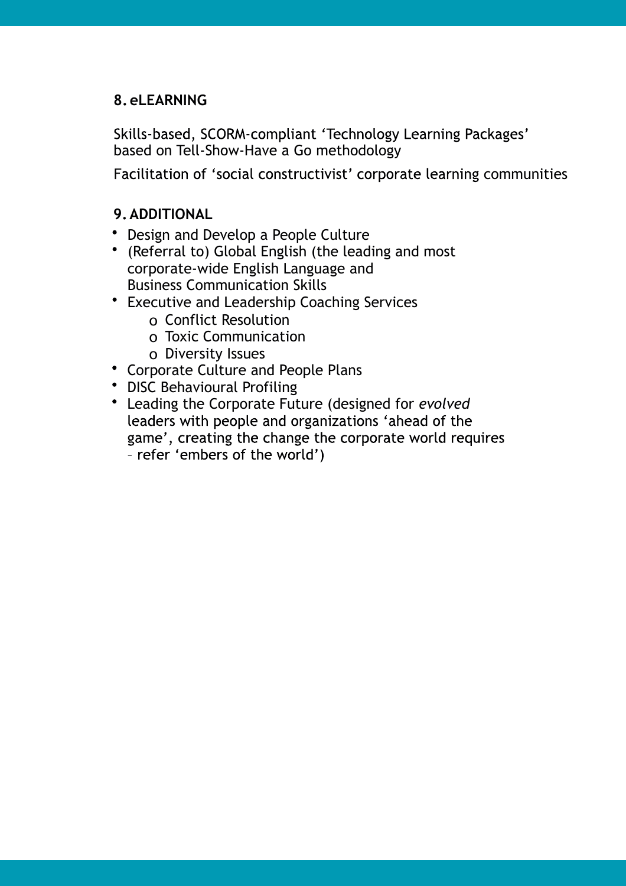## 8. eLEARNING

Skills-based, SCORM-compliant 'Technology Learning Packages' based on Tell-Show-Have a Go methodology

Facilitation of 'social constructivist' corporate learning communities

## 9. ADDITIONAL

- Design and Develop a People Culture
- (Referral to) Global English (the leading and most corporate-wide English Language and Business Communication Skills
- Executive and Leadership Coaching Services
  - Conflict Resolution
  - Toxic Communication
  - Diversity Issues
- Corporate Culture and People Plans
- DISC Behavioural Profiling
- Leading the Corporate Future (designed for *evolved* leaders with people and organizations 'ahead of the game', creating the change the corporate world requires – refer 'embers of the world')